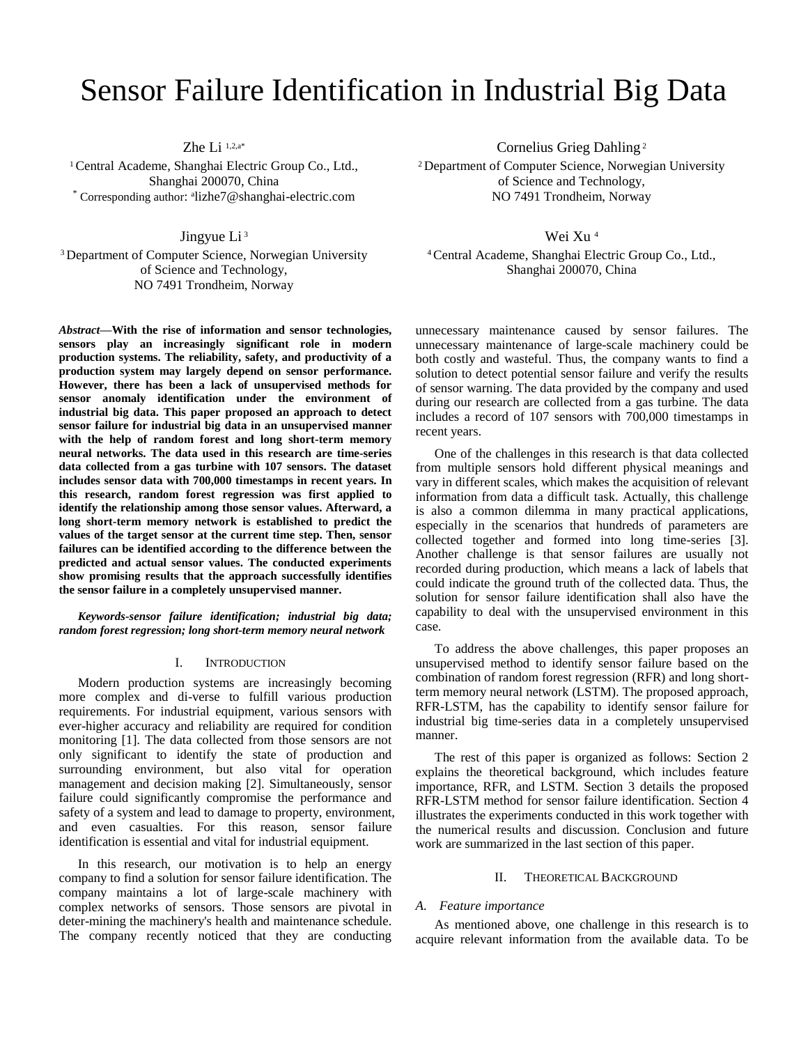# Sensor Failure Identification in Industrial Big Data

Zhe Li [1,2,a*]

[1] Central Academe, Shanghai Electric Group Co., Ltd., Shanghai 200070, China

[*] Corresponding author: [a]lizhe7@shanghai-electric.com

Cornelius Grieg Dahling [2]

[2] Department of Computer Science, Norwegian University of Science and Technology, NO 7491 Trondheim, Norway

Jingyue Li [3]

[3] Department of Computer Science, Norwegian University of Science and Technology, NO 7491 Trondheim, Norway

Wei Xu [4]

[4] Central Academe, Shanghai Electric Group Co., Ltd., Shanghai 200070, China

***Abstract*—With the rise of information and sensor technologies, sensors play an increasingly significant role in modern production systems. The reliability, safety, and productivity of a production system may largely depend on sensor performance. However, there has been a lack of unsupervised methods for sensor anomaly identification under the environment of industrial big data. This paper proposed an approach to detect sensor failure for industrial big data in an unsupervised manner with the help of random forest and long short-term memory neural networks. The data used in this research are time-series data collected from a gas turbine with 107 sensors. The dataset includes sensor data with 700,000 timestamps in recent years. In this research, random forest regression was first applied to identify the relationship among those sensor values. Afterward, a long short-term memory network is established to predict the values of the target sensor at the current time step. Then, sensor failures can be identified according to the difference between the predicted and actual sensor values. The conducted experiments show promising results that the approach successfully identifies the sensor failure in a completely unsupervised manner.**

***Keywords-sensor failure identification; industrial big data; random forest regression; long short-term memory neural network***

## I. INTRODUCTION

Modern production systems are increasingly becoming more complex and di-verse to fulfill various production requirements. For industrial equipment, various sensors with ever-higher accuracy and reliability are required for condition monitoring [1]. The data collected from those sensors are not only significant to identify the state of production and surrounding environment, but also vital for operation management and decision making [2]. Simultaneously, sensor failure could significantly compromise the performance and safety of a system and lead to damage to property, environment, and even casualties. For this reason, sensor failure identification is essential and vital for industrial equipment.

In this research, our motivation is to help an energy company to find a solution for sensor failure identification. The company maintains a lot of large-scale machinery with complex networks of sensors. Those sensors are pivotal in deter-mining the machinery's health and maintenance schedule. The company recently noticed that they are conducting unnecessary maintenance caused by sensor failures. The unnecessary maintenance of large-scale machinery could be both costly and wasteful. Thus, the company wants to find a solution to detect potential sensor failure and verify the results of sensor warning. The data provided by the company and used during our research are collected from a gas turbine. The data includes a record of 107 sensors with 700,000 timestamps in recent years.

One of the challenges in this research is that data collected from multiple sensors hold different physical meanings and vary in different scales, which makes the acquisition of relevant information from data a difficult task. Actually, this challenge is also a common dilemma in many practical applications, especially in the scenarios that hundreds of parameters are collected together and formed into long time-series [3]. Another challenge is that sensor failures are usually not recorded during production, which means a lack of labels that could indicate the ground truth of the collected data. Thus, the solution for sensor failure identification shall also have the capability to deal with the unsupervised environment in this case.

To address the above challenges, this paper proposes an unsupervised method to identify sensor failure based on the combination of random forest regression (RFR) and long short-term memory neural network (LSTM). The proposed approach, RFR-LSTM, has the capability to identify sensor failure for industrial big time-series data in a completely unsupervised manner.

The rest of this paper is organized as follows: Section 2 explains the theoretical background, which includes feature importance, RFR, and LSTM. Section 3 details the proposed RFR-LSTM method for sensor failure identification. Section 4 illustrates the experiments conducted in this work together with the numerical results and discussion. Conclusion and future work are summarized in the last section of this paper.

## II. THEORETICAL BACKGROUND

### *A. Feature importance*

As mentioned above, one challenge in this research is to acquire relevant information from the available data. To be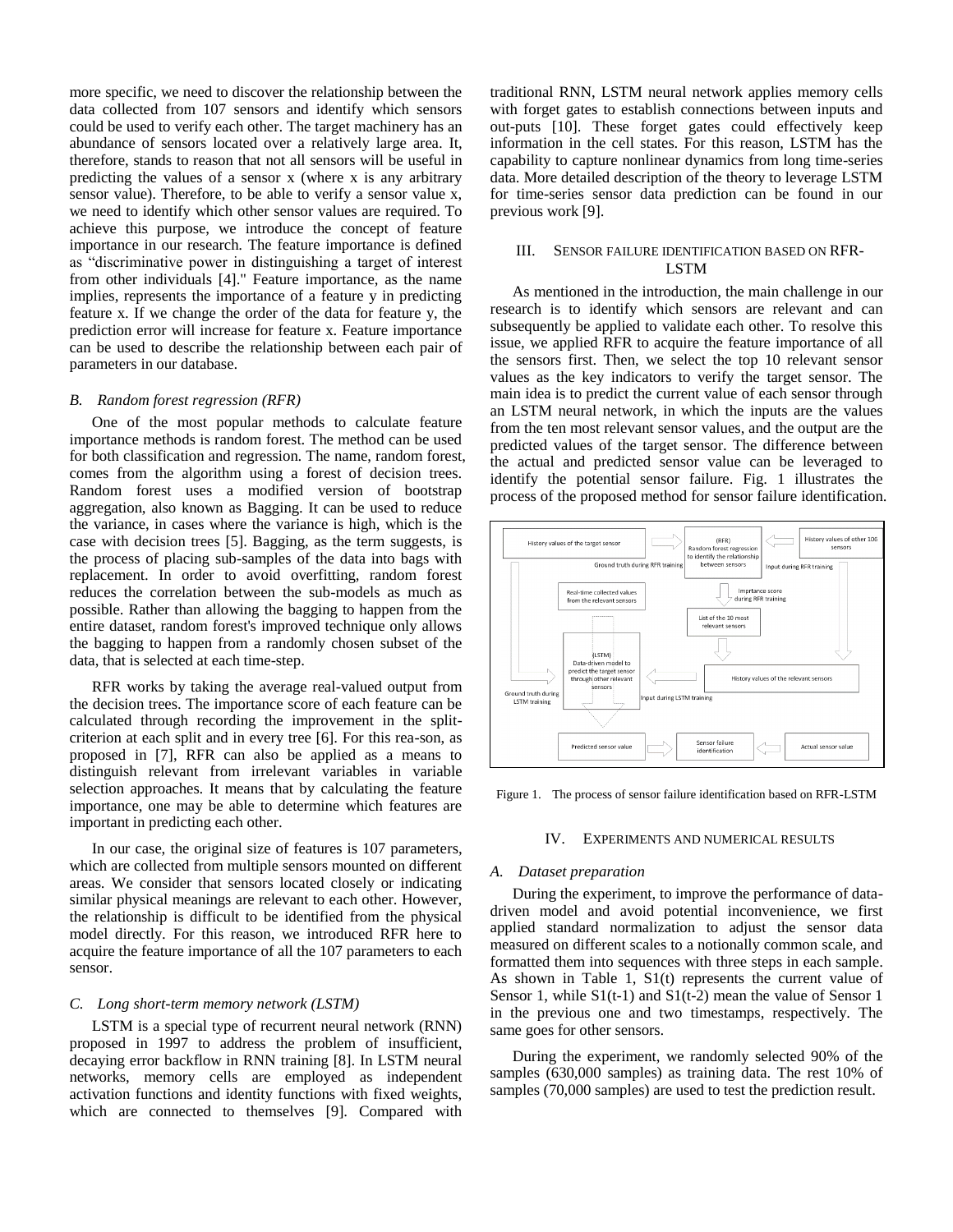more specific, we need to discover the relationship between the data collected from 107 sensors and identify which sensors could be used to verify each other. The target machinery has an abundance of sensors located over a relatively large area. It, therefore, stands to reason that not all sensors will be useful in predicting the values of a sensor x (where x is any arbitrary sensor value). Therefore, to be able to verify a sensor value x, we need to identify which other sensor values are required. To achieve this purpose, we introduce the concept of feature importance in our research. The feature importance is defined as "discriminative power in distinguishing a target of interest from other individuals [4]." Feature importance, as the name implies, represents the importance of a feature y in predicting feature x. If we change the order of the data for feature y, the prediction error will increase for feature x. Feature importance can be used to describe the relationship between each pair of parameters in our database.

### *B. Random forest regression (RFR)*

One of the most popular methods to calculate feature importance methods is random forest. The method can be used for both classification and regression. The name, random forest, comes from the algorithm using a forest of decision trees. Random forest uses a modified version of bootstrap aggregation, also known as Bagging. It can be used to reduce the variance, in cases where the variance is high, which is the case with decision trees [5]. Bagging, as the term suggests, is the process of placing sub-samples of the data into bags with replacement. In order to avoid overfitting, random forest reduces the correlation between the sub-models as much as possible. Rather than allowing the bagging to happen from the entire dataset, random forest's improved technique only allows the bagging to happen from a randomly chosen subset of the data, that is selected at each time-step.

RFR works by taking the average real-valued output from the decision trees. The importance score of each feature can be calculated through recording the improvement in the split-criterion at each split and in every tree [6]. For this rea-son, as proposed in [7], RFR can also be applied as a means to distinguish relevant from irrelevant variables in variable selection approaches. It means that by calculating the feature importance, one may be able to determine which features are important in predicting each other.

In our case, the original size of features is 107 parameters, which are collected from multiple sensors mounted on different areas. We consider that sensors located closely or indicating similar physical meanings are relevant to each other. However, the relationship is difficult to be identified from the physical model directly. For this reason, we introduced RFR here to acquire the feature importance of all the 107 parameters to each sensor.

### *C. Long short-term memory network (LSTM)*

LSTM is a special type of recurrent neural network (RNN) proposed in 1997 to address the problem of insufficient, decaying error backflow in RNN training [8]. In LSTM neural networks, memory cells are employed as independent activation functions and identity functions with fixed weights, which are connected to themselves [9]. Compared with traditional RNN, LSTM neural network applies memory cells with forget gates to establish connections between inputs and out-puts [10]. These forget gates could effectively keep information in the cell states. For this reason, LSTM has the capability to capture nonlinear dynamics from long time-series data. More detailed description of the theory to leverage LSTM for time-series sensor data prediction can be found in our previous work [9].

## III. SENSOR FAILURE IDENTIFICATION BASED ON RFR-LSTM

As mentioned in the introduction, the main challenge in our research is to identify which sensors are relevant and can subsequently be applied to validate each other. To resolve this issue, we applied RFR to acquire the feature importance of all the sensors first. Then, we select the top 10 relevant sensor values as the key indicators to verify the target sensor. The main idea is to predict the current value of each sensor through an LSTM neural network, in which the inputs are the values from the ten most relevant sensor values, and the output are the predicted values of the target sensor. The difference between the actual and predicted sensor value can be leveraged to identify the potential sensor failure. Fig. 1 illustrates the process of the proposed method for sensor failure identification.

History values of the target sensor | (RFR) Random forest regression to identify the relationship between sensors | History values of other 106 sensors | Ground truth during RFR training | Input during RFR training | Real-time collected values from the relevant sensors | Imprtance score during RFR training | List of the 10 most relevant sensors | (LSTM) Data-driven model to predict the target sensor through other relevant sensors | History values of the relevant sensors | Ground truth during LSTM training | Input during LSTM training | Predicted sensor value | Sensor failure identification | Actual sensor value

Figure 1. The process of sensor failure identification based on RFR-LSTM

## IV. EXPERIMENTS AND NUMERICAL RESULTS

### *A. Dataset preparation*

During the experiment, to improve the performance of data-driven model and avoid potential inconvenience, we first applied standard normalization to adjust the sensor data measured on different scales to a notionally common scale, and formatted them into sequences with three steps in each sample. As shown in Table 1, S1(t) represents the current value of Sensor 1, while S1(t-1) and S1(t-2) mean the value of Sensor 1 in the previous one and two timestamps, respectively. The same goes for other sensors.

During the experiment, we randomly selected 90% of the samples (630,000 samples) as training data. The rest 10% of samples (70,000 samples) are used to test the prediction result.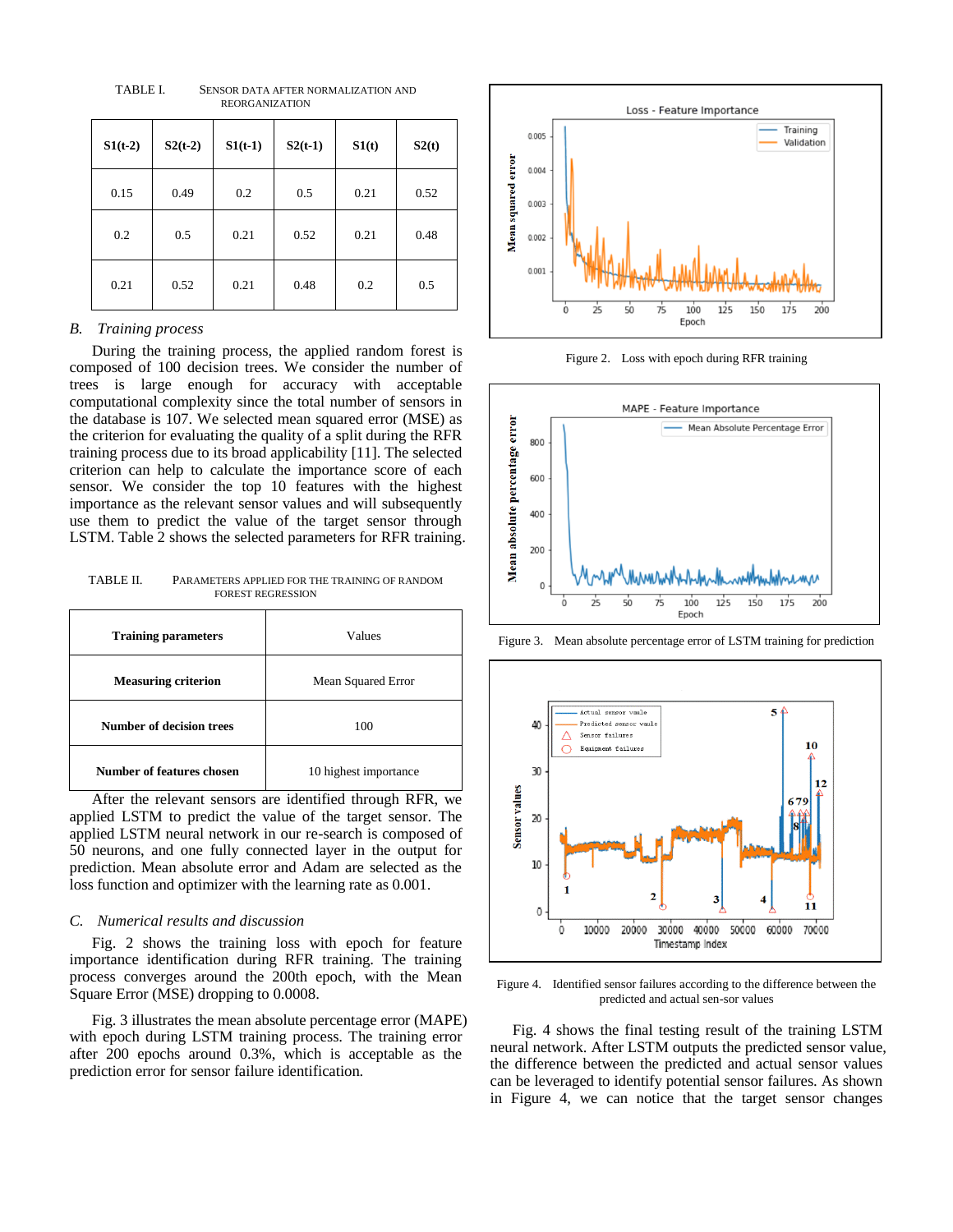TABLE I. SENSOR DATA AFTER NORMALIZATION AND REORGANIZATION

| S1(t-2) | S2(t-2) | S1(t-1) | S2(t-1) | S1(t) | S2(t) |
|---|---|---|---|---|---|
| 0.15 | 0.49 | 0.2 | 0.5 | 0.21 | 0.52 |
| 0.2 | 0.5 | 0.21 | 0.52 | 0.21 | 0.48 |
| 0.21 | 0.52 | 0.21 | 0.48 | 0.2 | 0.5 |

### *B. Training process*

During the training process, the applied random forest is composed of 100 decision trees. We consider the number of trees is large enough for accuracy with acceptable computational complexity since the total number of sensors in the database is 107. We selected mean squared error (MSE) as the criterion for evaluating the quality of a split during the RFR training process due to its broad applicability [11]. The selected criterion can help to calculate the importance score of each sensor. We consider the top 10 features with the highest importance as the relevant sensor values and will subsequently use them to predict the value of the target sensor through LSTM. Table 2 shows the selected parameters for RFR training.

TABLE II. PARAMETERS APPLIED FOR THE TRAINING OF RANDOM FOREST REGRESSION

| Training parameters | Values |
|---|---|
| Measuring criterion | Mean Squared Error |
| Number of decision trees | 100 |
| Number of features chosen | 10 highest importance |

After the relevant sensors are identified through RFR, we applied LSTM to predict the value of the target sensor. The applied LSTM neural network in our re-search is composed of 50 neurons, and one fully connected layer in the output for prediction. Mean absolute error and Adam are selected as the loss function and optimizer with the learning rate as 0.001.

### *C. Numerical results and discussion*

Fig. 2 shows the training loss with epoch for feature importance identification during RFR training. The training process converges around the 200th epoch, with the Mean Square Error (MSE) dropping to 0.0008.

Fig. 3 illustrates the mean absolute percentage error (MAPE) with epoch during LSTM training process. The training error after 200 epochs around 0.3%, which is acceptable as the prediction error for sensor failure identification.

Figure 2. Loss with epoch during RFR training

Figure 3. Mean absolute percentage error of LSTM training for prediction

Figure 4. Identified sensor failures according to the difference between the predicted and actual sen-sor values

Fig. 4 shows the final testing result of the training LSTM neural network. After LSTM outputs the predicted sensor value, the difference between the predicted and actual sensor values can be leveraged to identify potential sensor failures. As shown in Figure 4, we can notice that the target sensor changes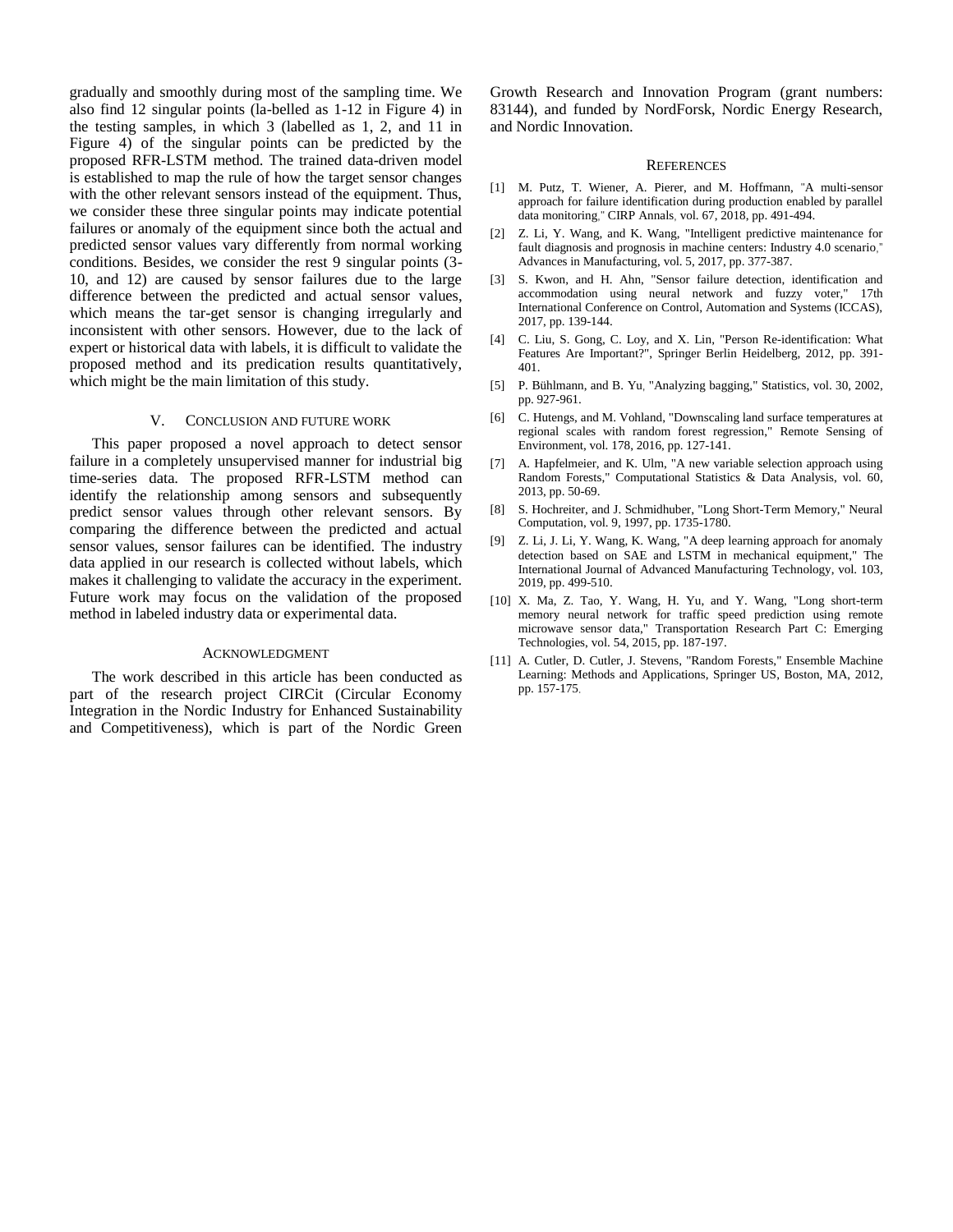gradually and smoothly during most of the sampling time. We also find 12 singular points (la-belled as 1-12 in Figure 4) in the testing samples, in which 3 (labelled as 1, 2, and 11 in Figure 4) of the singular points can be predicted by the proposed RFR-LSTM method. The trained data-driven model is established to map the rule of how the target sensor changes with the other relevant sensors instead of the equipment. Thus, we consider these three singular points may indicate potential failures or anomaly of the equipment since both the actual and predicted sensor values vary differently from normal working conditions. Besides, we consider the rest 9 singular points (3-10, and 12) are caused by sensor failures due to the large difference between the predicted and actual sensor values, which means the tar-get sensor is changing irregularly and inconsistent with other sensors. However, due to the lack of expert or historical data with labels, it is difficult to validate the proposed method and its predication results quantitatively, which might be the main limitation of this study.

## V. Conclusion and Future Work

This paper proposed a novel approach to detect sensor failure in a completely unsupervised manner for industrial big time-series data. The proposed RFR-LSTM method can identify the relationship among sensors and subsequently predict sensor values through other relevant sensors. By comparing the difference between the predicted and actual sensor values, sensor failures can be identified. The industry data applied in our research is collected without labels, which makes it challenging to validate the accuracy in the experiment. Future work may focus on the validation of the proposed method in labeled industry data or experimental data.

## Acknowledgment

The work described in this article has been conducted as part of the research project CIRCit (Circular Economy Integration in the Nordic Industry for Enhanced Sustainability and Competitiveness), which is part of the Nordic Green Growth Research and Innovation Program (grant numbers: 83144), and funded by NordForsk, Nordic Energy Research, and Nordic Innovation.

## References

[1] M. Putz, T. Wiener, A. Pierer, and M. Hoffmann, "A multi-sensor approach for failure identification during production enabled by parallel data monitoring," CIRP Annals, vol. 67, 2018, pp. 491-494.

[2] Z. Li, Y. Wang, and K. Wang, "Intelligent predictive maintenance for fault diagnosis and prognosis in machine centers: Industry 4.0 scenario," Advances in Manufacturing, vol. 5, 2017, pp. 377-387.

[3] S. Kwon, and H. Ahn, "Sensor failure detection, identification and accommodation using neural network and fuzzy voter," 17th International Conference on Control, Automation and Systems (ICCAS), 2017, pp. 139-144.

[4] C. Liu, S. Gong, C. Loy, and X. Lin, "Person Re-identification: What Features Are Important?", Springer Berlin Heidelberg, 2012, pp. 391-401.

[5] P. Bühlmann, and B. Yu, "Analyzing bagging," Statistics, vol. 30, 2002, pp. 927-961.

[6] C. Hutengs, and M. Vohland, "Downscaling land surface temperatures at regional scales with random forest regression," Remote Sensing of Environment, vol. 178, 2016, pp. 127-141.

[7] A. Hapfelmeier, and K. Ulm, "A new variable selection approach using Random Forests," Computational Statistics & Data Analysis, vol. 60, 2013, pp. 50-69.

[8] S. Hochreiter, and J. Schmidhuber, "Long Short-Term Memory," Neural Computation, vol. 9, 1997, pp. 1735-1780.

[9] Z. Li, J. Li, Y. Wang, K. Wang, "A deep learning approach for anomaly detection based on SAE and LSTM in mechanical equipment," The International Journal of Advanced Manufacturing Technology, vol. 103, 2019, pp. 499-510.

[10] X. Ma, Z. Tao, Y. Wang, H. Yu, and Y. Wang, "Long short-term memory neural network for traffic speed prediction using remote microwave sensor data," Transportation Research Part C: Emerging Technologies, vol. 54, 2015, pp. 187-197.

[11] A. Cutler, D. Cutler, J. Stevens, "Random Forests," Ensemble Machine Learning: Methods and Applications, Springer US, Boston, MA, 2012, pp. 157-175.